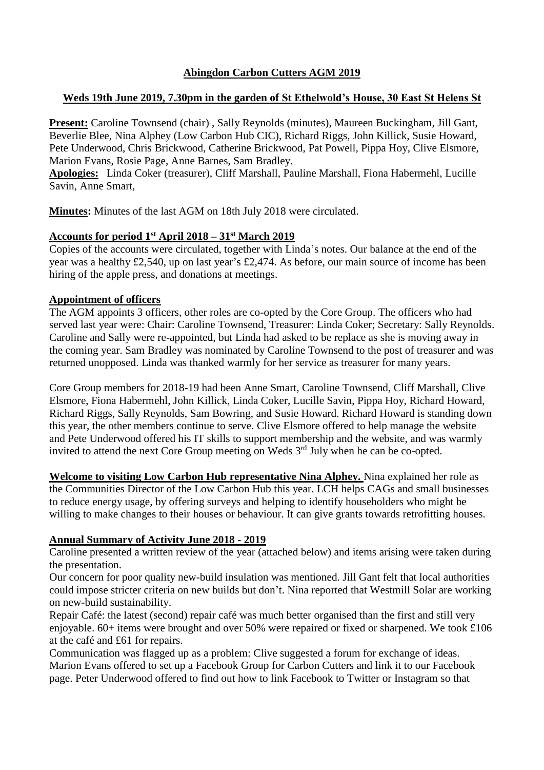# Abingdon Carbon Cutters AGM 2019

## Weds 19th June 2019, 7.30pm in the garden of St Ethelwold's House, 30 East St Helens St

**Present:** Caroline Townsend (chair) , Sally Reynolds (minutes), Maureen Buckingham, Jill Gant, Beverlie Blee, Nina Alphey (Low Carbon Hub CIC), Richard Riggs, John Killick, Susie Howard, Pete Underwood, Chris Brickwood, Catherine Brickwood, Pat Powell, Pippa Hoy, Clive Elsmore, Marion Evans, Rosie Page, Anne Barnes, Sam Bradley.

**Apologies:** Linda Coker (treasurer), Cliff Marshall, Pauline Marshall, Fiona Habermehl, Lucille Savin, Anne Smart,

**Minutes:** Minutes of the last AGM on 18th July 2018 were circulated.

**Accounts for period 1st April 2018 – 31st March 2019**

Copies of the accounts were circulated, together with Linda's notes. Our balance at the end of the year was a healthy £2,540, up on last year's £2,474. As before, our main source of income has been hiring of the apple press, and donations at meetings.

**Appointment of officers**

The AGM appoints 3 officers, other roles are co-opted by the Core Group. The officers who had served last year were: Chair: Caroline Townsend, Treasurer: Linda Coker; Secretary: Sally Reynolds. Caroline and Sally were re-appointed, but Linda had asked to be replace as she is moving away in the coming year. Sam Bradley was nominated by Caroline Townsend to the post of treasurer and was returned unopposed. Linda was thanked warmly for her service as treasurer for many years.

Core Group members for 2018-19 had been Anne Smart, Caroline Townsend, Cliff Marshall, Clive Elsmore, Fiona Habermehl, John Killick, Linda Coker, Lucille Savin, Pippa Hoy, Richard Howard, Richard Riggs, Sally Reynolds, Sam Bowring, and Susie Howard. Richard Howard is standing down this year, the other members continue to serve. Clive Elsmore offered to help manage the website and Pete Underwood offered his IT skills to support membership and the website, and was warmly invited to attend the next Core Group meeting on Weds 3rd July when he can be co-opted.

**Welcome to visiting Low Carbon Hub representative Nina Alphey.** Nina explained her role as the Communities Director of the Low Carbon Hub this year. LCH helps CAGs and small businesses to reduce energy usage, by offering surveys and helping to identify householders who might be willing to make changes to their houses or behaviour. It can give grants towards retrofitting houses.

**Annual Summary of Activity June 2018 - 2019**

Caroline presented a written review of the year (attached below) and items arising were taken during the presentation.

Our concern for poor quality new-build insulation was mentioned. Jill Gant felt that local authorities could impose stricter criteria on new builds but don't. Nina reported that Westmill Solar are working on new-build sustainability.

Repair Café: the latest (second) repair café was much better organised than the first and still very enjoyable. 60+ items were brought and over 50% were repaired or fixed or sharpened. We took £106 at the café and £61 for repairs.

Communication was flagged up as a problem: Clive suggested a forum for exchange of ideas. Marion Evans offered to set up a Facebook Group for Carbon Cutters and link it to our Facebook page. Peter Underwood offered to find out how to link Facebook to Twitter or Instagram so that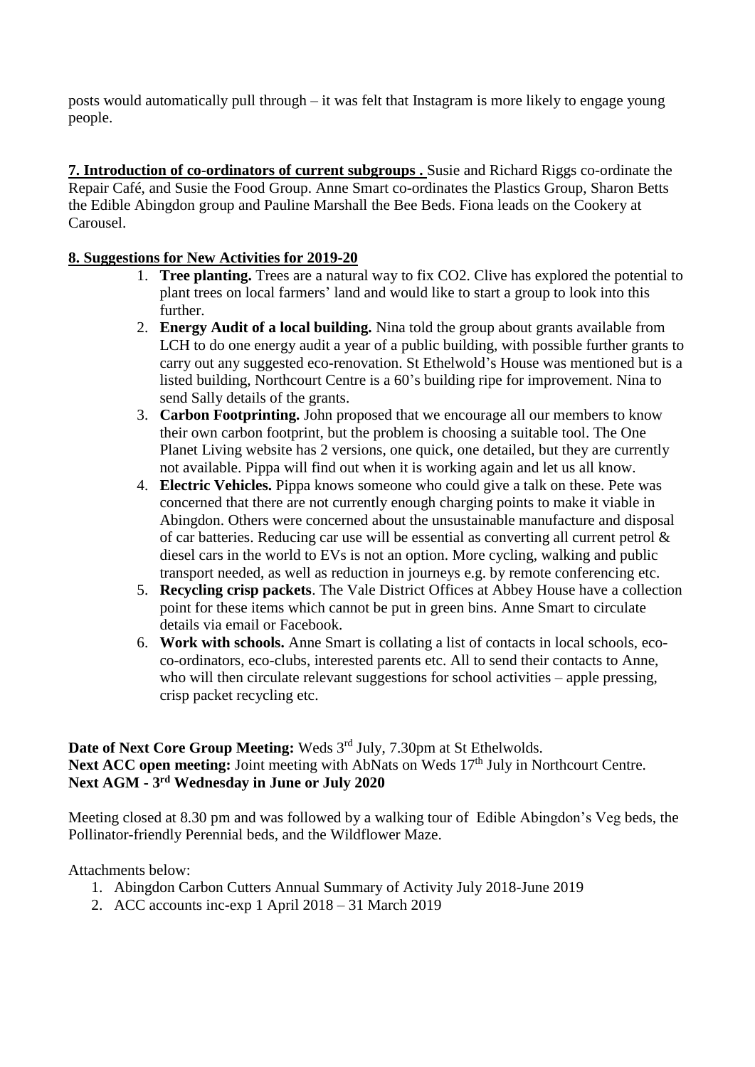posts would automatically pull through – it was felt that Instagram is more likely to engage young people.

**7. Introduction of co-ordinators of current subgroups .** Susie and Richard Riggs co-ordinate the Repair Café, and Susie the Food Group. Anne Smart co-ordinates the Plastics Group, Sharon Betts the Edible Abingdon group and Pauline Marshall the Bee Beds. Fiona leads on the Cookery at Carousel.

**8. Suggestions for New Activities for 2019-20**

1. **Tree planting.** Trees are a natural way to fix CO2. Clive has explored the potential to plant trees on local farmers' land and would like to start a group to look into this further.
2. **Energy Audit of a local building.** Nina told the group about grants available from LCH to do one energy audit a year of a public building, with possible further grants to carry out any suggested eco-renovation. St Ethelwold's House was mentioned but is a listed building, Northcourt Centre is a 60's building ripe for improvement. Nina to send Sally details of the grants.
3. **Carbon Footprinting.** John proposed that we encourage all our members to know their own carbon footprint, but the problem is choosing a suitable tool. The One Planet Living website has 2 versions, one quick, one detailed, but they are currently not available. Pippa will find out when it is working again and let us all know.
4. **Electric Vehicles.** Pippa knows someone who could give a talk on these. Pete was concerned that there are not currently enough charging points to make it viable in Abingdon. Others were concerned about the unsustainable manufacture and disposal of car batteries. Reducing car use will be essential as converting all current petrol & diesel cars in the world to EVs is not an option. More cycling, walking and public transport needed, as well as reduction in journeys e.g. by remote conferencing etc.
5. **Recycling crisp packets**. The Vale District Offices at Abbey House have a collection point for these items which cannot be put in green bins. Anne Smart to circulate details via email or Facebook.
6. **Work with schools.** Anne Smart is collating a list of contacts in local schools, eco-co-ordinators, eco-clubs, interested parents etc. All to send their contacts to Anne, who will then circulate relevant suggestions for school activities – apple pressing, crisp packet recycling etc.

**Date of Next Core Group Meeting:** Weds 3rd July, 7.30pm at St Ethelwolds.
**Next ACC open meeting:** Joint meeting with AbNats on Weds 17th July in Northcourt Centre.
**Next AGM - 3rd Wednesday in June or July 2020**

Meeting closed at 8.30 pm and was followed by a walking tour of Edible Abingdon's Veg beds, the Pollinator-friendly Perennial beds, and the Wildflower Maze.

Attachments below:

1. Abingdon Carbon Cutters Annual Summary of Activity July 2018-June 2019
2. ACC accounts inc-exp 1 April 2018 – 31 March 2019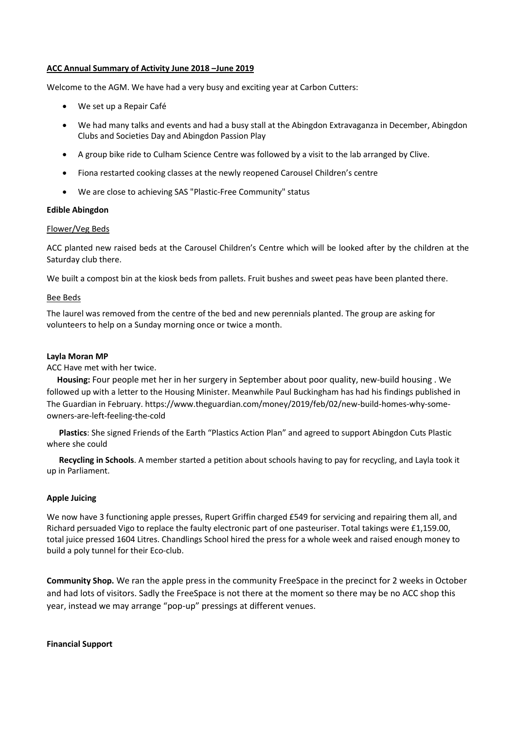**ACC Annual Summary of Activity June 2018 –June 2019**

Welcome to the AGM. We have had a very busy and exciting year at Carbon Cutters:

- We set up a Repair Café
- We had many talks and events and had a busy stall at the Abingdon Extravaganza in December, Abingdon Clubs and Societies Day and Abingdon Passion Play
- A group bike ride to Culham Science Centre was followed by a visit to the lab arranged by Clive.
- Fiona restarted cooking classes at the newly reopened Carousel Children's centre
- We are close to achieving SAS "Plastic-Free Community" status

**Edible Abingdon**

Flower/Veg Beds

ACC planted new raised beds at the Carousel Children's Centre which will be looked after by the children at the Saturday club there.

We built a compost bin at the kiosk beds from pallets. Fruit bushes and sweet peas have been planted there.

Bee Beds

The laurel was removed from the centre of the bed and new perennials planted. The group are asking for volunteers to help on a Sunday morning once or twice a month.

**Layla Moran MP**

ACC Have met with her twice.

**Housing:** Four people met her in her surgery in September about poor quality, new-build housing . We followed up with a letter to the Housing Minister. Meanwhile Paul Buckingham has had his findings published in The Guardian in February. https://www.theguardian.com/money/2019/feb/02/new-build-homes-why-some-owners-are-left-feeling-the-cold

**Plastics**: She signed Friends of the Earth "Plastics Action Plan" and agreed to support Abingdon Cuts Plastic where she could

**Recycling in Schools**. A member started a petition about schools having to pay for recycling, and Layla took it up in Parliament.

**Apple Juicing**

We now have 3 functioning apple presses, Rupert Griffin charged £549 for servicing and repairing them all, and Richard persuaded Vigo to replace the faulty electronic part of one pasteuriser. Total takings were £1,159.00, total juice pressed 1604 Litres. Chandlings School hired the press for a whole week and raised enough money to build a poly tunnel for their Eco-club.

**Community Shop.** We ran the apple press in the community FreeSpace in the precinct for 2 weeks in October and had lots of visitors. Sadly the FreeSpace is not there at the moment so there may be no ACC shop this year, instead we may arrange "pop-up" pressings at different venues.

**Financial Support**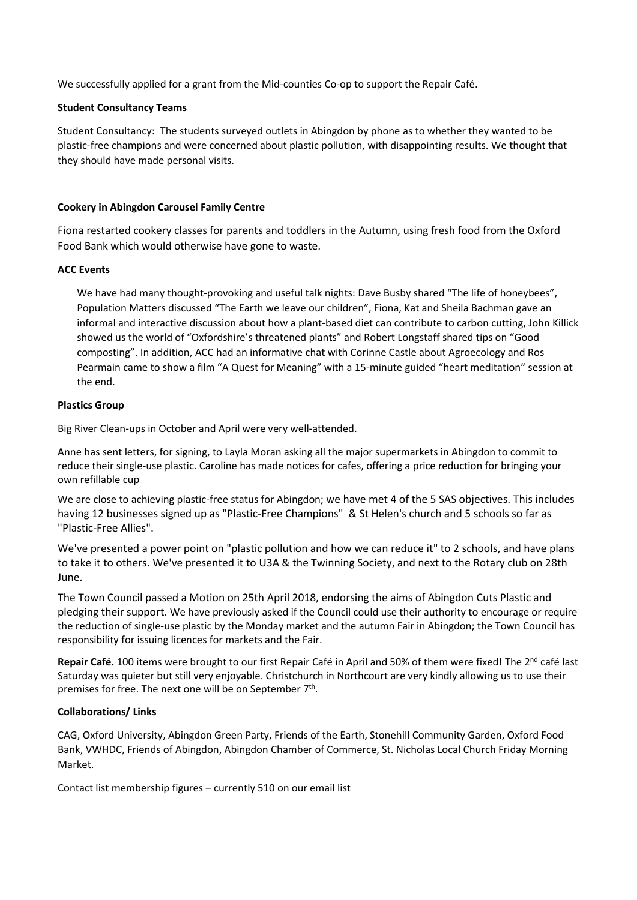We successfully applied for a grant from the Mid-counties Co-op to support the Repair Café.

**Student Consultancy Teams**

Student Consultancy: The students surveyed outlets in Abingdon by phone as to whether they wanted to be plastic-free champions and were concerned about plastic pollution, with disappointing results. We thought that they should have made personal visits.

**Cookery in Abingdon Carousel Family Centre**

Fiona restarted cookery classes for parents and toddlers in the Autumn, using fresh food from the Oxford Food Bank which would otherwise have gone to waste.

**ACC Events**

We have had many thought-provoking and useful talk nights: Dave Busby shared "The life of honeybees", Population Matters discussed "The Earth we leave our children", Fiona, Kat and Sheila Bachman gave an informal and interactive discussion about how a plant-based diet can contribute to carbon cutting, John Killick showed us the world of "Oxfordshire's threatened plants" and Robert Longstaff shared tips on "Good composting". In addition, ACC had an informative chat with Corinne Castle about Agroecology and Ros Pearmain came to show a film "A Quest for Meaning" with a 15-minute guided "heart meditation" session at the end.

**Plastics Group**

Big River Clean-ups in October and April were very well-attended.

Anne has sent letters, for signing, to Layla Moran asking all the major supermarkets in Abingdon to commit to reduce their single-use plastic. Caroline has made notices for cafes, offering a price reduction for bringing your own refillable cup

We are close to achieving plastic-free status for Abingdon; we have met 4 of the 5 SAS objectives. This includes having 12 businesses signed up as "Plastic-Free Champions" & St Helen's church and 5 schools so far as "Plastic-Free Allies".

We've presented a power point on "plastic pollution and how we can reduce it" to 2 schools, and have plans to take it to others. We've presented it to U3A & the Twinning Society, and next to the Rotary club on 28th June.

The Town Council passed a Motion on 25th April 2018, endorsing the aims of Abingdon Cuts Plastic and pledging their support. We have previously asked if the Council could use their authority to encourage or require the reduction of single-use plastic by the Monday market and the autumn Fair in Abingdon; the Town Council has responsibility for issuing licences for markets and the Fair.

**Repair Café.** 100 items were brought to our first Repair Café in April and 50% of them were fixed! The 2nd café last Saturday was quieter but still very enjoyable. Christchurch in Northcourt are very kindly allowing us to use their premises for free. The next one will be on September 7th.

**Collaborations/ Links**

CAG, Oxford University, Abingdon Green Party, Friends of the Earth, Stonehill Community Garden, Oxford Food Bank, VWHDC, Friends of Abingdon, Abingdon Chamber of Commerce, St. Nicholas Local Church Friday Morning Market.

Contact list membership figures – currently 510 on our email list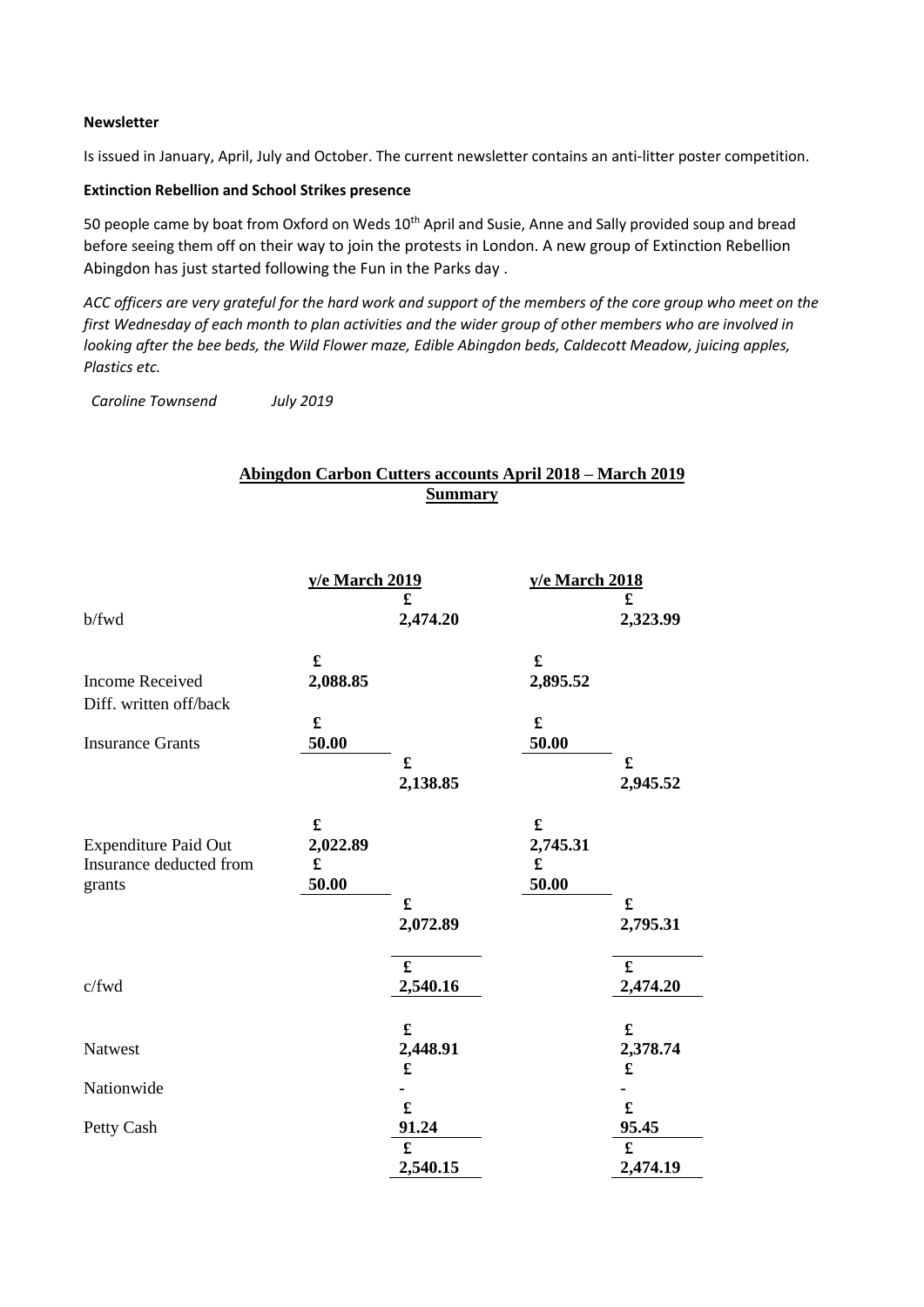**Newsletter**

Is issued in January, April, July and October. The current newsletter contains an anti-litter poster competition.

**Extinction Rebellion and School Strikes presence**

50 people came by boat from Oxford on Weds 10th April and Susie, Anne and Sally provided soup and bread before seeing them off on their way to join the protests in London. A new group of Extinction Rebellion Abingdon has just started following the Fun in the Parks day .

*ACC officers are very grateful for the hard work and support of the members of the core group who meet on the first Wednesday of each month to plan activities and the wider group of other members who are involved in looking after the bee beds, the Wild Flower maze, Edible Abingdon beds, Caldecott Meadow, juicing apples, Plastics etc.*

*Caroline Townsend July 2019*

## Abingdon Carbon Cutters accounts April 2018 – March 2019 Summary

| | y/e March 2019 | | y/e March 2018 | |
|---|---|---|---|---|
| | | £ | | £ |
| b/fwd | | 2,474.20 | | 2,323.99 |
| Income Received | £ 2,088.85 | | £ 2,895.52 | |
| Diff. written off/back | | | | |
| Insurance Grants | £ 50.00 | | £ 50.00 | |
| | | £ 2,138.85 | | £ 2,945.52 |
| Expenditure Paid Out | £ 2,022.89 | | £ 2,745.31 | |
| Insurance deducted from grants | £ 50.00 | | £ 50.00 | |
| | | £ 2,072.89 | | £ 2,795.31 |
| c/fwd | | £ 2,540.16 | | £ 2,474.20 |
| Natwest | | £ 2,448.91 | | £ 2,378.74 |
| Nationwide | | £ - | | £ - |
| Petty Cash | | £ 91.24 | | £ 95.45 |
| | | £ 2,540.15 | | £ 2,474.19 |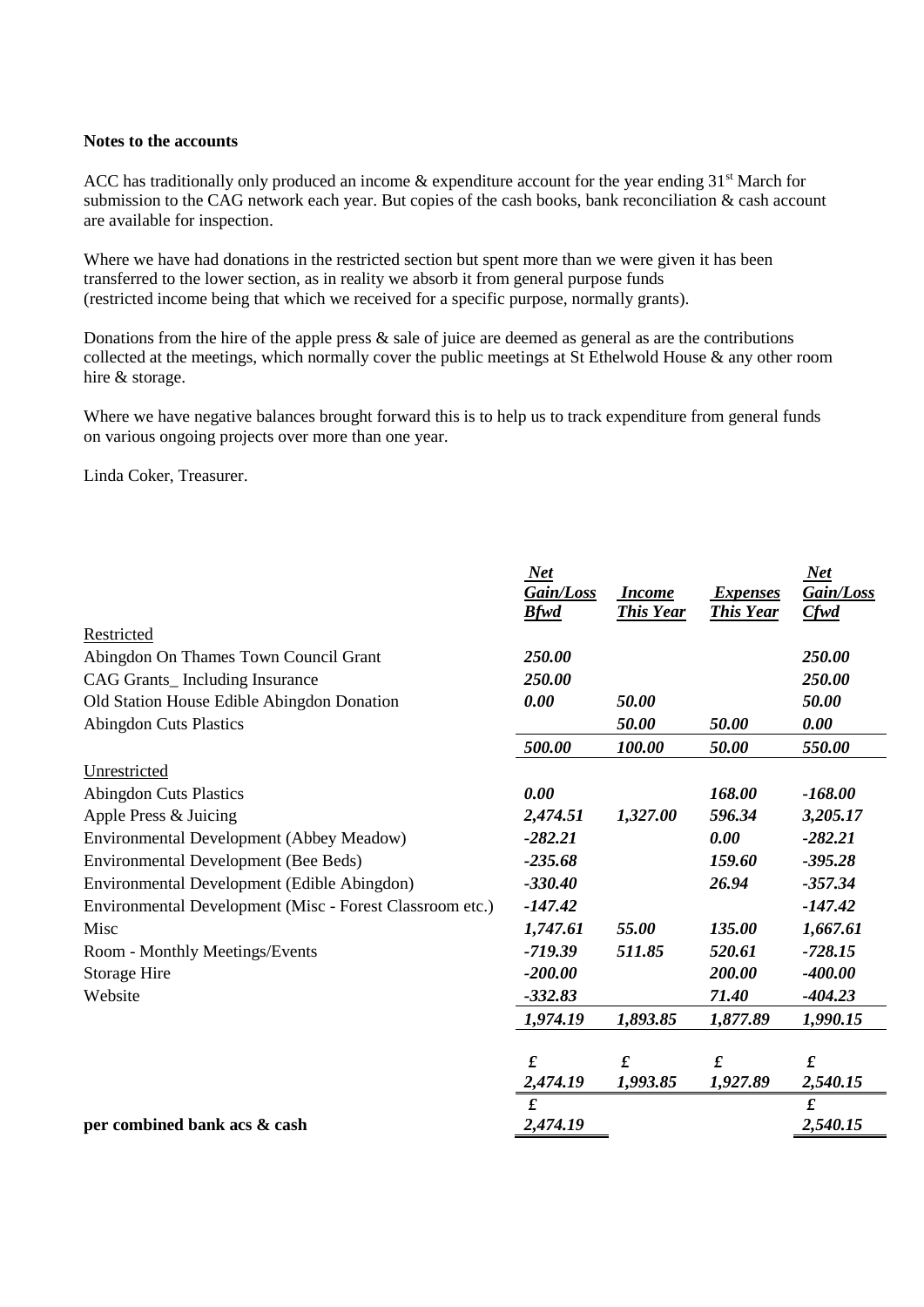**Notes to the accounts**

ACC has traditionally only produced an income & expenditure account for the year ending 31st March for submission to the CAG network each year. But copies of the cash books, bank reconciliation & cash account are available for inspection.

Where we have had donations in the restricted section but spent more than we were given it has been transferred to the lower section, as in reality we absorb it from general purpose funds (restricted income being that which we received for a specific purpose, normally grants).

Donations from the hire of the apple press & sale of juice are deemed as general as are the contributions collected at the meetings, which normally cover the public meetings at St Ethelwold House & any other room hire & storage.

Where we have negative balances brought forward this is to help us to track expenditure from general funds on various ongoing projects over more than one year.

Linda Coker, Treasurer.

| | *Net Gain/Loss Bfwd* | *Income This Year* | *Expenses This Year* | *Net Gain/Loss Cfwd* |
|---|---|---|---|---|
| Restricted | | | | |
| Abingdon On Thames Town Council Grant | *250.00* | | | *250.00* |
| CAG Grants_ Including Insurance | *250.00* | | | *250.00* |
| Old Station House Edible Abingdon Donation | *0.00* | *50.00* | | *50.00* |
| Abingdon Cuts Plastics | | *50.00* | *50.00* | *0.00* |
| | *500.00* | *100.00* | *50.00* | *550.00* |
| Unrestricted | | | | |
| Abingdon Cuts Plastics | *0.00* | | *168.00* | *-168.00* |
| Apple Press & Juicing | *2,474.51* | *1,327.00* | *596.34* | *3,205.17* |
| Environmental Development (Abbey Meadow) | *-282.21* | | *0.00* | *-282.21* |
| Environmental Development (Bee Beds) | *-235.68* | | *159.60* | *-395.28* |
| Environmental Development (Edible Abingdon) | *-330.40* | | *26.94* | *-357.34* |
| Environmental Development (Misc - Forest Classroom etc.) | *-147.42* | | | *-147.42* |
| Misc | *1,747.61* | *55.00* | *135.00* | *1,667.61* |
| Room - Monthly Meetings/Events | *-719.39* | *511.85* | *520.61* | *-728.15* |
| Storage Hire | *-200.00* | | *200.00* | *-400.00* |
| Website | *-332.83* | | *71.40* | *-404.23* |
| | *1,974.19* | *1,893.85* | *1,877.89* | *1,990.15* |
| | £ *2,474.19* | £ *1,993.85* | £ *1,927.89* | £ *2,540.15* |
| **per combined bank acs & cash** | £ *2,474.19* | | | £ *2,540.15* |